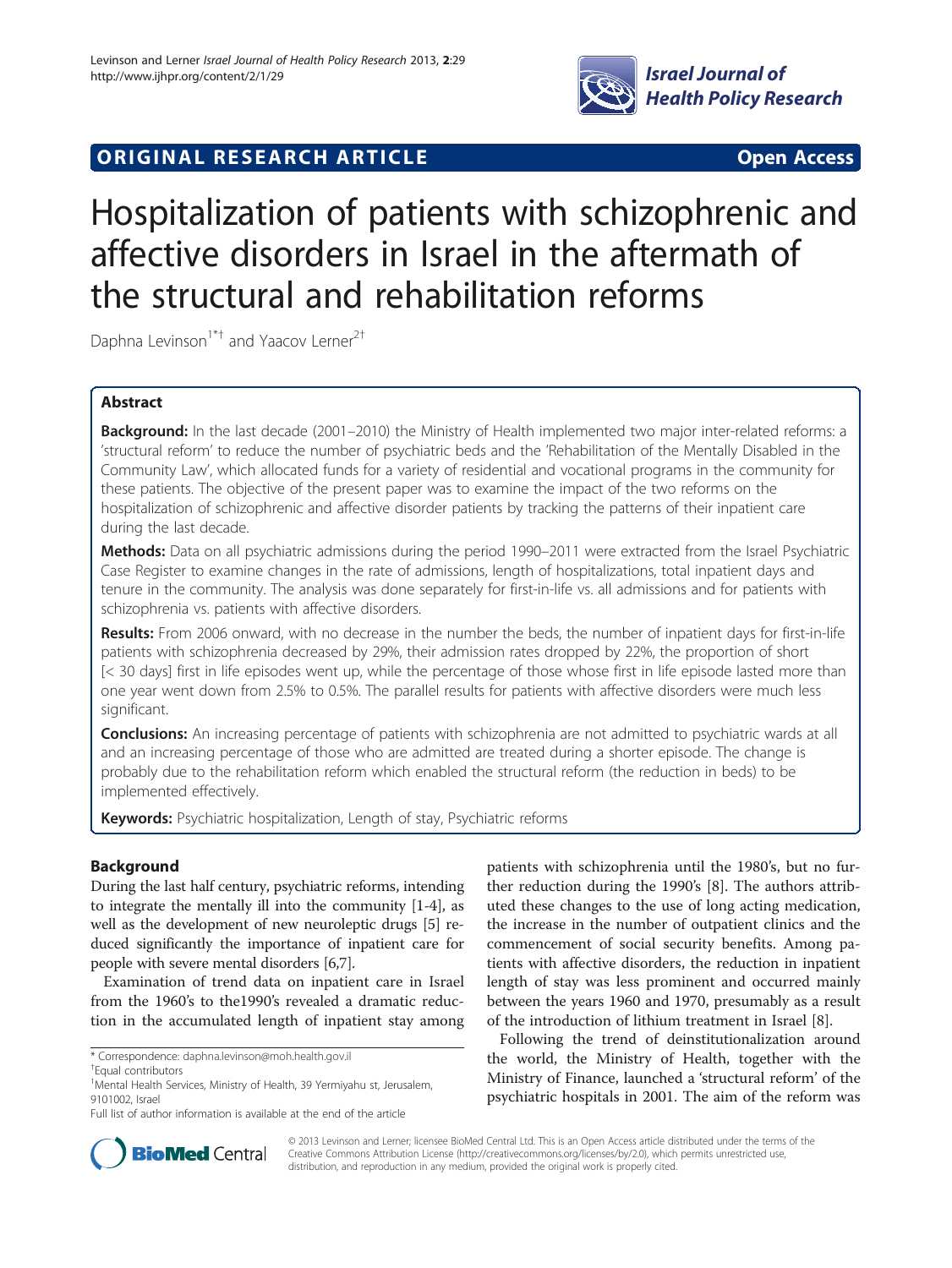ORIGINAL RESEARCH ARTICLE **Open Access**

# Hospitalization of patients with schizophrenic and affective disorders in Israel in the aftermath of the structural and rehabilitation reforms

Daphna Levinson[1*†] and Yaacov Lerner[2†]

## Abstract

**Background:** In the last decade (2001–2010) the Ministry of Health implemented two major inter-related reforms: a 'structural reform' to reduce the number of psychiatric beds and the 'Rehabilitation of the Mentally Disabled in the Community Law', which allocated funds for a variety of residential and vocational programs in the community for these patients. The objective of the present paper was to examine the impact of the two reforms on the hospitalization of schizophrenic and affective disorder patients by tracking the patterns of their inpatient care during the last decade.

**Methods:** Data on all psychiatric admissions during the period 1990–2011 were extracted from the Israel Psychiatric Case Register to examine changes in the rate of admissions, length of hospitalizations, total inpatient days and tenure in the community. The analysis was done separately for first-in-life vs. all admissions and for patients with schizophrenia vs. patients with affective disorders.

**Results:** From 2006 onward, with no decrease in the number the beds, the number of inpatient days for first-in-life patients with schizophrenia decreased by 29%, their admission rates dropped by 22%, the proportion of short [< 30 days] first in life episodes went up, while the percentage of those whose first in life episode lasted more than one year went down from 2.5% to 0.5%. The parallel results for patients with affective disorders were much less significant.

**Conclusions:** An increasing percentage of patients with schizophrenia are not admitted to psychiatric wards at all and an increasing percentage of those who are admitted are treated during a shorter episode. The change is probably due to the rehabilitation reform which enabled the structural reform (the reduction in beds) to be implemented effectively.

**Keywords:** Psychiatric hospitalization, Length of stay, Psychiatric reforms

## Background

During the last half century, psychiatric reforms, intending to integrate the mentally ill into the community [1-4], as well as the development of new neuroleptic drugs [5] reduced significantly the importance of inpatient care for people with severe mental disorders [6,7].

Examination of trend data on inpatient care in Israel from the 1960's to the1990's revealed a dramatic reduction in the accumulated length of inpatient stay among patients with schizophrenia until the 1980's, but no further reduction during the 1990's [8]. The authors attributed these changes to the use of long acting medication, the increase in the number of outpatient clinics and the commencement of social security benefits. Among patients with affective disorders, the reduction in inpatient length of stay was less prominent and occurred mainly between the years 1960 and 1970, presumably as a result of the introduction of lithium treatment in Israel [8].

Following the trend of deinstitutionalization around the world, the Ministry of Health, together with the Ministry of Finance, launched a 'structural reform' of the psychiatric hospitals in 2001. The aim of the reform was

\* Correspondence: daphna.levinson@moh.health.gov.il

†Equal contributors

[1]Mental Health Services, Ministry of Health, 39 Yermiyahu st, Jerusalem, 9101002, Israel

Full list of author information is available at the end of the article

© 2013 Levinson and Lerner; licensee BioMed Central Ltd. This is an Open Access article distributed under the terms of the Creative Commons Attribution License (http://creativecommons.org/licenses/by/2.0), which permits unrestricted use, distribution, and reproduction in any medium, provided the original work is properly cited.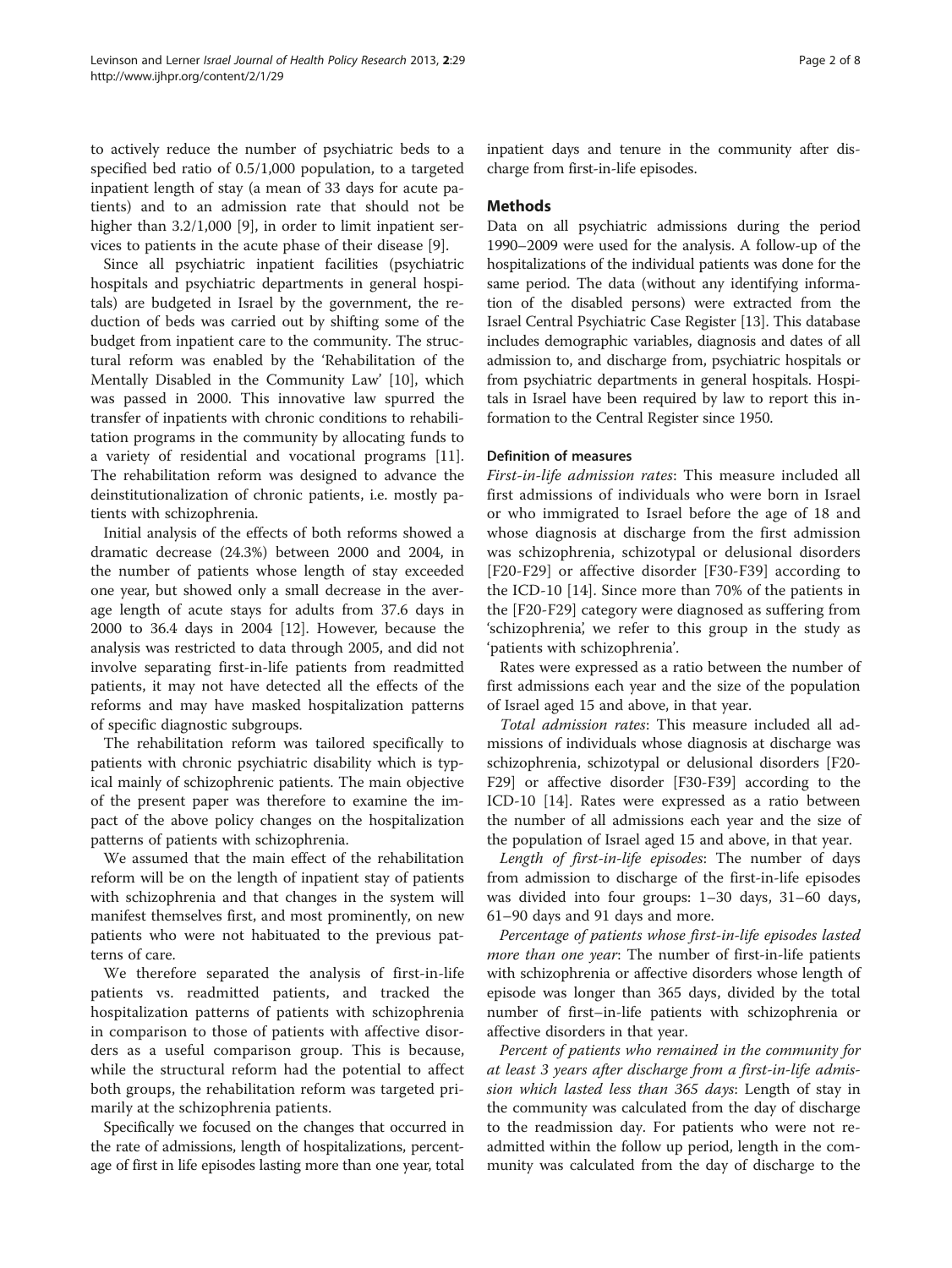to actively reduce the number of psychiatric beds to a specified bed ratio of 0.5/1,000 population, to a targeted inpatient length of stay (a mean of 33 days for acute patients) and to an admission rate that should not be higher than 3.2/1,000 [9], in order to limit inpatient services to patients in the acute phase of their disease [9].

Since all psychiatric inpatient facilities (psychiatric hospitals and psychiatric departments in general hospitals) are budgeted in Israel by the government, the reduction of beds was carried out by shifting some of the budget from inpatient care to the community. The structural reform was enabled by the 'Rehabilitation of the Mentally Disabled in the Community Law' [10], which was passed in 2000. This innovative law spurred the transfer of inpatients with chronic conditions to rehabilitation programs in the community by allocating funds to a variety of residential and vocational programs [11]. The rehabilitation reform was designed to advance the deinstitutionalization of chronic patients, i.e. mostly patients with schizophrenia.

Initial analysis of the effects of both reforms showed a dramatic decrease (24.3%) between 2000 and 2004, in the number of patients whose length of stay exceeded one year, but showed only a small decrease in the average length of acute stays for adults from 37.6 days in 2000 to 36.4 days in 2004 [12]. However, because the analysis was restricted to data through 2005, and did not involve separating first-in-life patients from readmitted patients, it may not have detected all the effects of the reforms and may have masked hospitalization patterns of specific diagnostic subgroups.

The rehabilitation reform was tailored specifically to patients with chronic psychiatric disability which is typical mainly of schizophrenic patients. The main objective of the present paper was therefore to examine the impact of the above policy changes on the hospitalization patterns of patients with schizophrenia.

We assumed that the main effect of the rehabilitation reform will be on the length of inpatient stay of patients with schizophrenia and that changes in the system will manifest themselves first, and most prominently, on new patients who were not habituated to the previous patterns of care.

We therefore separated the analysis of first-in-life patients vs. readmitted patients, and tracked the hospitalization patterns of patients with schizophrenia in comparison to those of patients with affective disorders as a useful comparison group. This is because, while the structural reform had the potential to affect both groups, the rehabilitation reform was targeted primarily at the schizophrenia patients.

Specifically we focused on the changes that occurred in the rate of admissions, length of hospitalizations, percentage of first in life episodes lasting more than one year, total inpatient days and tenure in the community after discharge from first-in-life episodes.

## Methods

Data on all psychiatric admissions during the period 1990–2009 were used for the analysis. A follow-up of the hospitalizations of the individual patients was done for the same period. The data (without any identifying information of the disabled persons) were extracted from the Israel Central Psychiatric Case Register [13]. This database includes demographic variables, diagnosis and dates of all admission to, and discharge from, psychiatric hospitals or from psychiatric departments in general hospitals. Hospitals in Israel have been required by law to report this information to the Central Register since 1950.

### Definition of measures

*First-in-life admission rates*: This measure included all first admissions of individuals who were born in Israel or who immigrated to Israel before the age of 18 and whose diagnosis at discharge from the first admission was schizophrenia, schizotypal or delusional disorders [F20-F29] or affective disorder [F30-F39] according to the ICD-10 [14]. Since more than 70% of the patients in the [F20-F29] category were diagnosed as suffering from 'schizophrenia', we refer to this group in the study as 'patients with schizophrenia'.

Rates were expressed as a ratio between the number of first admissions each year and the size of the population of Israel aged 15 and above, in that year.

*Total admission rates*: This measure included all admissions of individuals whose diagnosis at discharge was schizophrenia, schizotypal or delusional disorders [F20-F29] or affective disorder [F30-F39] according to the ICD-10 [14]. Rates were expressed as a ratio between the number of all admissions each year and the size of the population of Israel aged 15 and above, in that year.

*Length of first-in-life episodes*: The number of days from admission to discharge of the first-in-life episodes was divided into four groups: 1–30 days, 31–60 days, 61–90 days and 91 days and more.

*Percentage of patients whose first-in-life episodes lasted more than one year*: The number of first-in-life patients with schizophrenia or affective disorders whose length of episode was longer than 365 days, divided by the total number of first–in-life patients with schizophrenia or affective disorders in that year.

*Percent of patients who remained in the community for at least 3 years after discharge from a first-in-life admission which lasted less than 365 days*: Length of stay in the community was calculated from the day of discharge to the readmission day. For patients who were not readmitted within the follow up period, length in the community was calculated from the day of discharge to the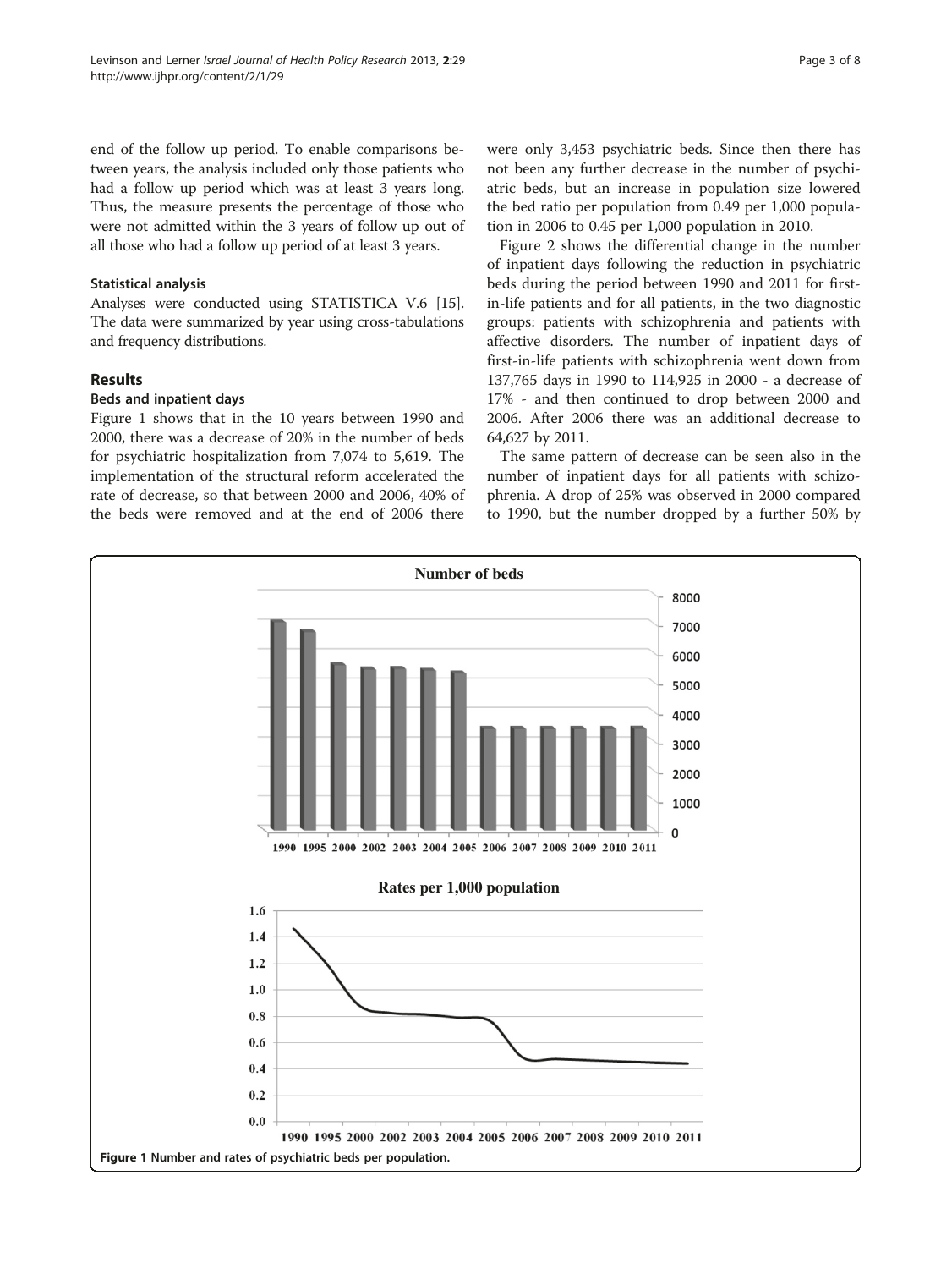end of the follow up period. To enable comparisons between years, the analysis included only those patients who had a follow up period which was at least 3 years long. Thus, the measure presents the percentage of those who were not admitted within the 3 years of follow up out of all those who had a follow up period of at least 3 years.

### Statistical analysis

Analyses were conducted using STATISTICA V.6 [15]. The data were summarized by year using cross-tabulations and frequency distributions.

## Results

### Beds and inpatient days

Figure 1 shows that in the 10 years between 1990 and 2000, there was a decrease of 20% in the number of beds for psychiatric hospitalization from 7,074 to 5,619. The implementation of the structural reform accelerated the rate of decrease, so that between 2000 and 2006, 40% of the beds were removed and at the end of 2006 there were only 3,453 psychiatric beds. Since then there has not been any further decrease in the number of psychiatric beds, but an increase in population size lowered the bed ratio per population from 0.49 per 1,000 population in 2006 to 0.45 per 1,000 population in 2010.

Figure 2 shows the differential change in the number of inpatient days following the reduction in psychiatric beds during the period between 1990 and 2011 for first-in-life patients and for all patients, in the two diagnostic groups: patients with schizophrenia and patients with affective disorders. The number of inpatient days of first-in-life patients with schizophrenia went down from 137,765 days in 1990 to 114,925 in 2000 - a decrease of 17% - and then continued to drop between 2000 and 2006. After 2006 there was an additional decrease to 64,627 by 2011.

The same pattern of decrease can be seen also in the number of inpatient days for all patients with schizophrenia. A drop of 25% was observed in 2000 compared to 1990, but the number dropped by a further 50% by

Figure 1 Number and rates of psychiatric beds per population.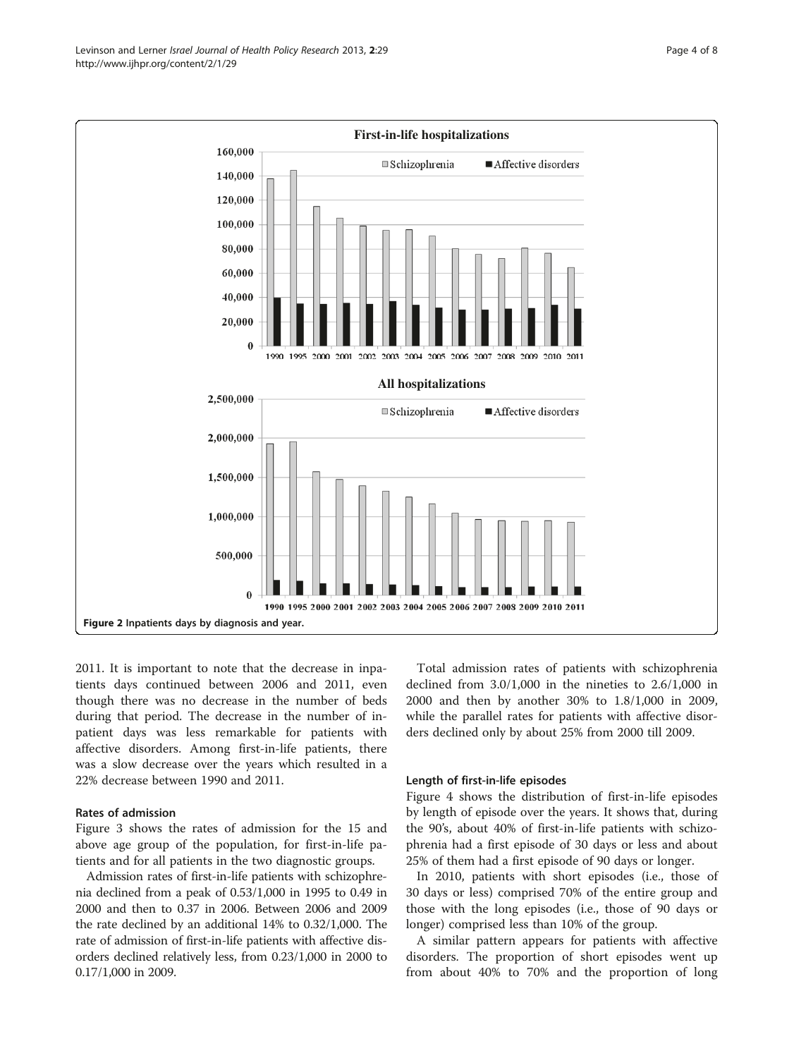Figure 2 Inpatients days by diagnosis and year.

2011. It is important to note that the decrease in inpatients days continued between 2006 and 2011, even though there was no decrease in the number of beds during that period. The decrease in the number of inpatient days was less remarkable for patients with affective disorders. Among first-in-life patients, there was a slow decrease over the years which resulted in a 22% decrease between 1990 and 2011.

#### Rates of admission

Figure 3 shows the rates of admission for the 15 and above age group of the population, for first-in-life patients and for all patients in the two diagnostic groups.

Admission rates of first-in-life patients with schizophrenia declined from a peak of 0.53/1,000 in 1995 to 0.49 in 2000 and then to 0.37 in 2006. Between 2006 and 2009 the rate declined by an additional 14% to 0.32/1,000. The rate of admission of first-in-life patients with affective disorders declined relatively less, from 0.23/1,000 in 2000 to 0.17/1,000 in 2009.

Total admission rates of patients with schizophrenia declined from 3.0/1,000 in the nineties to 2.6/1,000 in 2000 and then by another 30% to 1.8/1,000 in 2009, while the parallel rates for patients with affective disorders declined only by about 25% from 2000 till 2009.

#### Length of first-in-life episodes

Figure 4 shows the distribution of first-in-life episodes by length of episode over the years. It shows that, during the 90's, about 40% of first-in-life patients with schizophrenia had a first episode of 30 days or less and about 25% of them had a first episode of 90 days or longer.

In 2010, patients with short episodes (i.e., those of 30 days or less) comprised 70% of the entire group and those with the long episodes (i.e., those of 90 days or longer) comprised less than 10% of the group.

A similar pattern appears for patients with affective disorders. The proportion of short episodes went up from about 40% to 70% and the proportion of long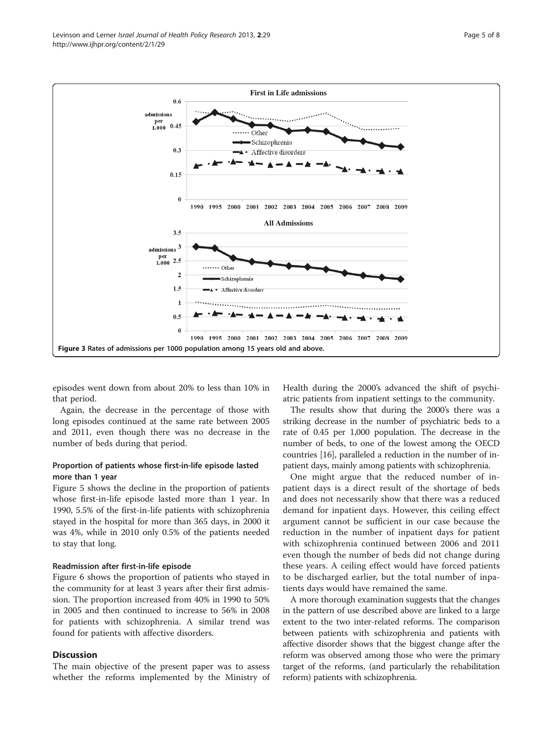Figure 3 Rates of admissions per 1000 population among 15 years old and above.

episodes went down from about 20% to less than 10% in that period.

Again, the decrease in the percentage of those with long episodes continued at the same rate between 2005 and 2011, even though there was no decrease in the number of beds during that period.

### Proportion of patients whose first-in-life episode lasted more than 1 year

Figure 5 shows the decline in the proportion of patients whose first-in-life episode lasted more than 1 year. In 1990, 5.5% of the first-in-life patients with schizophrenia stayed in the hospital for more than 365 days, in 2000 it was 4%, while in 2010 only 0.5% of the patients needed to stay that long.

### Readmission after first-in-life episode

Figure 6 shows the proportion of patients who stayed in the community for at least 3 years after their first admission. The proportion increased from 40% in 1990 to 50% in 2005 and then continued to increase to 56% in 2008 for patients with schizophrenia. A similar trend was found for patients with affective disorders.

## Discussion

The main objective of the present paper was to assess whether the reforms implemented by the Ministry of Health during the 2000's advanced the shift of psychiatric patients from inpatient settings to the community.

The results show that during the 2000's there was a striking decrease in the number of psychiatric beds to a rate of 0.45 per 1,000 population. The decrease in the number of beds, to one of the lowest among the OECD countries [16], paralleled a reduction in the number of inpatient days, mainly among patients with schizophrenia.

One might argue that the reduced number of inpatient days is a direct result of the shortage of beds and does not necessarily show that there was a reduced demand for inpatient days. However, this ceiling effect argument cannot be sufficient in our case because the reduction in the number of inpatient days for patient with schizophrenia continued between 2006 and 2011 even though the number of beds did not change during these years. A ceiling effect would have forced patients to be discharged earlier, but the total number of inpatients days would have remained the same.

A more thorough examination suggests that the changes in the pattern of use described above are linked to a large extent to the two inter-related reforms. The comparison between patients with schizophrenia and patients with affective disorder shows that the biggest change after the reform was observed among those who were the primary target of the reforms, (and particularly the rehabilitation reform) patients with schizophrenia.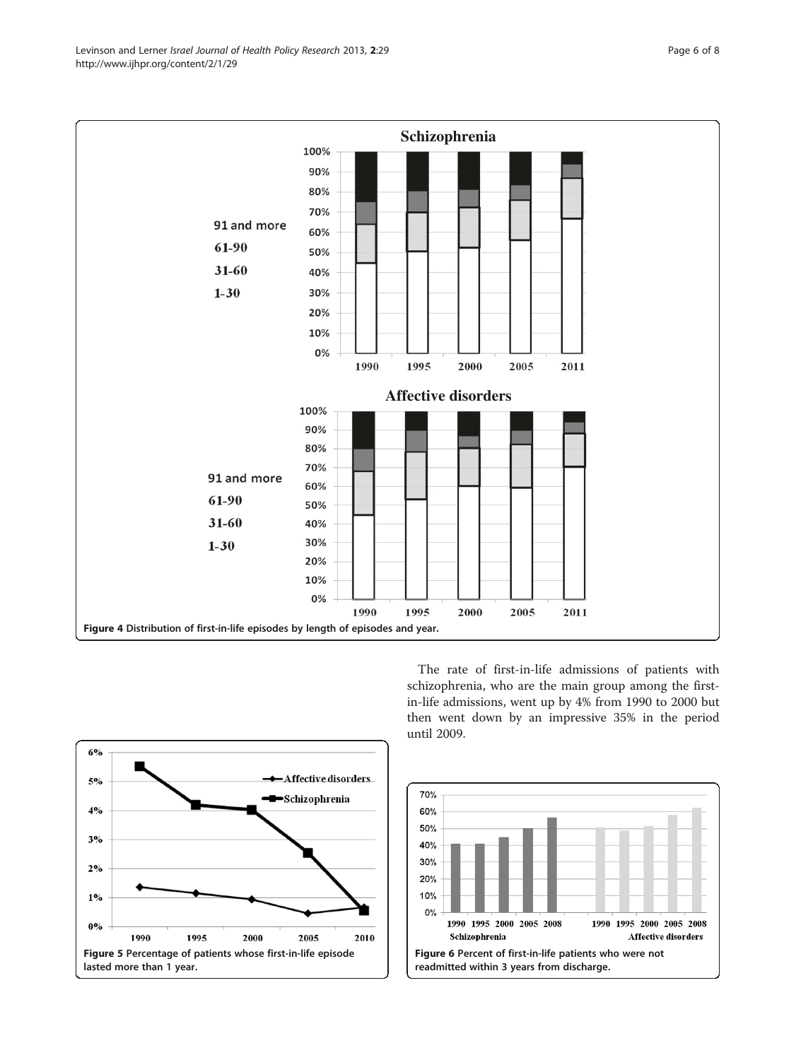Figure 4 Distribution of first-in-life episodes by length of episodes and year.

Figure 5 Percentage of patients whose first-in-life episode lasted more than 1 year.

The rate of first-in-life admissions of patients with schizophrenia, who are the main group among the first-in-life admissions, went up by 4% from 1990 to 2000 but then went down by an impressive 35% in the period until 2009.

Figure 6 Percent of first-in-life patients who were not readmitted within 3 years from discharge.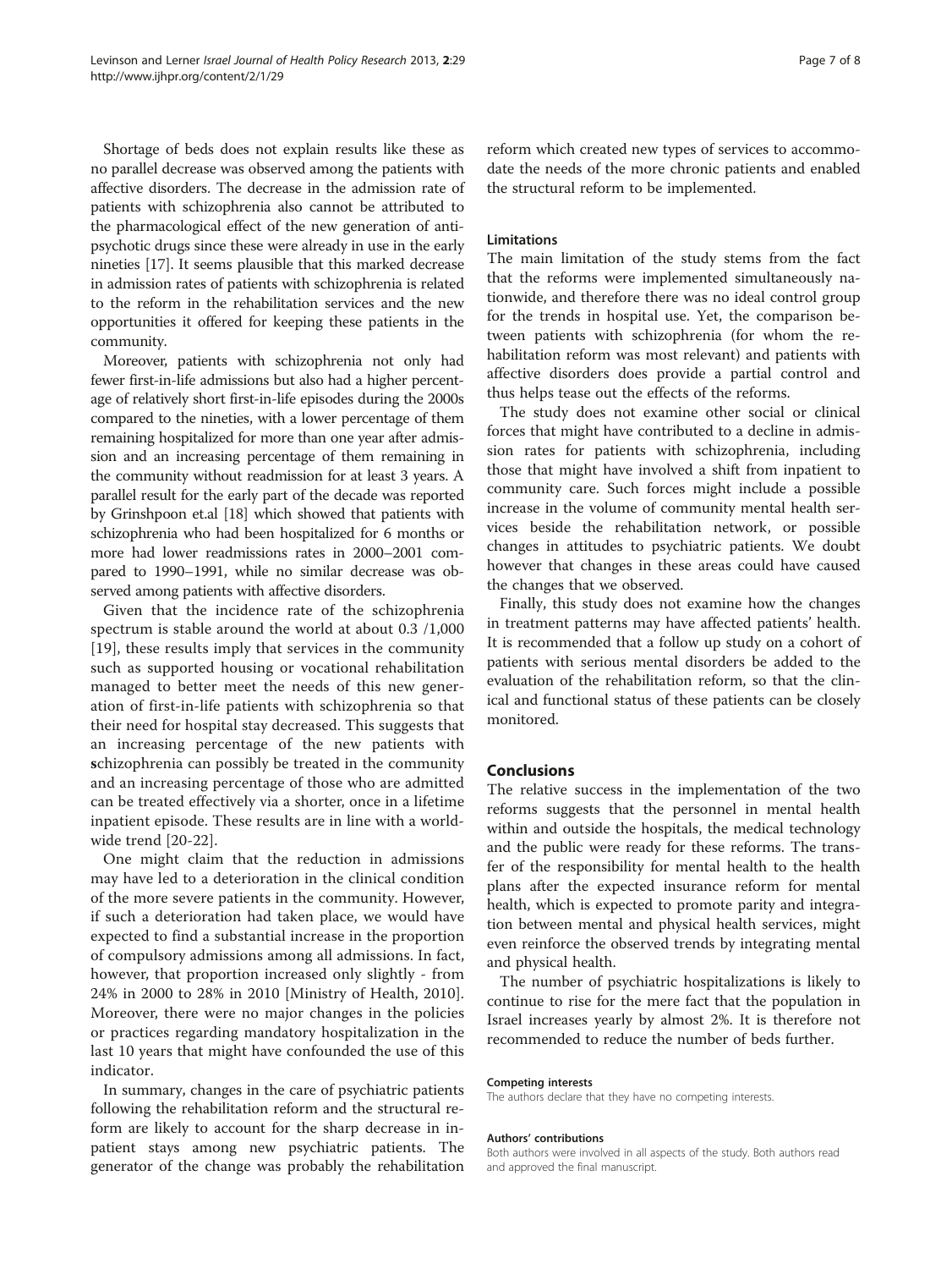Shortage of beds does not explain results like these as no parallel decrease was observed among the patients with affective disorders. The decrease in the admission rate of patients with schizophrenia also cannot be attributed to the pharmacological effect of the new generation of antipsychotic drugs since these were already in use in the early nineties [17]. It seems plausible that this marked decrease in admission rates of patients with schizophrenia is related to the reform in the rehabilitation services and the new opportunities it offered for keeping these patients in the community.

Moreover, patients with schizophrenia not only had fewer first-in-life admissions but also had a higher percentage of relatively short first-in-life episodes during the 2000s compared to the nineties, with a lower percentage of them remaining hospitalized for more than one year after admission and an increasing percentage of them remaining in the community without readmission for at least 3 years. A parallel result for the early part of the decade was reported by Grinshpoon et.al [18] which showed that patients with schizophrenia who had been hospitalized for 6 months or more had lower readmissions rates in 2000–2001 compared to 1990–1991, while no similar decrease was observed among patients with affective disorders.

Given that the incidence rate of the schizophrenia spectrum is stable around the world at about 0.3 /1,000 [19], these results imply that services in the community such as supported housing or vocational rehabilitation managed to better meet the needs of this new generation of first-in-life patients with schizophrenia so that their need for hospital stay decreased. This suggests that an increasing percentage of the new patients with **s**chizophrenia can possibly be treated in the community and an increasing percentage of those who are admitted can be treated effectively via a shorter, once in a lifetime inpatient episode. These results are in line with a worldwide trend [20-22].

One might claim that the reduction in admissions may have led to a deterioration in the clinical condition of the more severe patients in the community. However, if such a deterioration had taken place, we would have expected to find a substantial increase in the proportion of compulsory admissions among all admissions. In fact, however, that proportion increased only slightly - from 24% in 2000 to 28% in 2010 [Ministry of Health, 2010]. Moreover, there were no major changes in the policies or practices regarding mandatory hospitalization in the last 10 years that might have confounded the use of this indicator.

In summary, changes in the care of psychiatric patients following the rehabilitation reform and the structural reform are likely to account for the sharp decrease in inpatient stays among new psychiatric patients. The generator of the change was probably the rehabilitation reform which created new types of services to accommodate the needs of the more chronic patients and enabled the structural reform to be implemented.

### Limitations

The main limitation of the study stems from the fact that the reforms were implemented simultaneously nationwide, and therefore there was no ideal control group for the trends in hospital use. Yet, the comparison between patients with schizophrenia (for whom the rehabilitation reform was most relevant) and patients with affective disorders does provide a partial control and thus helps tease out the effects of the reforms.

The study does not examine other social or clinical forces that might have contributed to a decline in admission rates for patients with schizophrenia, including those that might have involved a shift from inpatient to community care. Such forces might include a possible increase in the volume of community mental health services beside the rehabilitation network, or possible changes in attitudes to psychiatric patients. We doubt however that changes in these areas could have caused the changes that we observed.

Finally, this study does not examine how the changes in treatment patterns may have affected patients' health. It is recommended that a follow up study on a cohort of patients with serious mental disorders be added to the evaluation of the rehabilitation reform, so that the clinical and functional status of these patients can be closely monitored.

## Conclusions

The relative success in the implementation of the two reforms suggests that the personnel in mental health within and outside the hospitals, the medical technology and the public were ready for these reforms. The transfer of the responsibility for mental health to the health plans after the expected insurance reform for mental health, which is expected to promote parity and integration between mental and physical health services, might even reinforce the observed trends by integrating mental and physical health.

The number of psychiatric hospitalizations is likely to continue to rise for the mere fact that the population in Israel increases yearly by almost 2%. It is therefore not recommended to reduce the number of beds further.

#### Competing interests

The authors declare that they have no competing interests.

#### Authors' contributions

Both authors were involved in all aspects of the study. Both authors read and approved the final manuscript.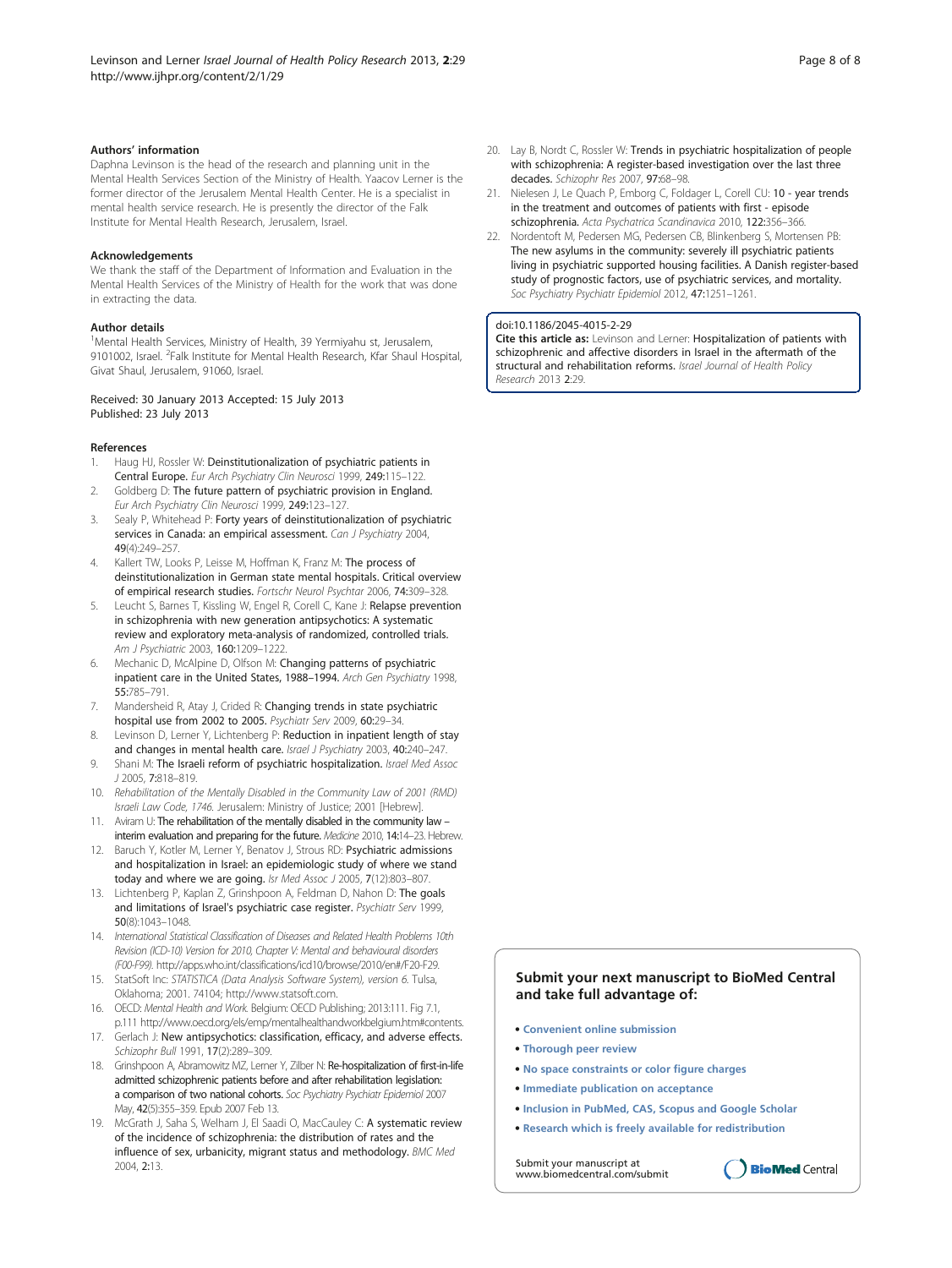### Authors' information

Daphna Levinson is the head of the research and planning unit in the Mental Health Services Section of the Ministry of Health. Yaacov Lerner is the former director of the Jerusalem Mental Health Center. He is a specialist in mental health service research. He is presently the director of the Falk Institute for Mental Health Research, Jerusalem, Israel.

### Acknowledgements

We thank the staff of the Department of Information and Evaluation in the Mental Health Services of the Ministry of Health for the work that was done in extracting the data.

### Author details

[1]Mental Health Services, Ministry of Health, 39 Yermiyahu st, Jerusalem, 9101002, Israel. [2]Falk Institute for Mental Health Research, Kfar Shaul Hospital, Givat Shaul, Jerusalem, 91060, Israel.

Received: 30 January 2013 Accepted: 15 July 2013
Published: 23 July 2013

### References

1. Haug HJ, Rossler W: **Deinstitutionalization of psychiatric patients in Central Europe.** *Eur Arch Psychiatry Clin Neurosci* 1999, **249:**115–122.
2. Goldberg D: **The future pattern of psychiatric provision in England.** *Eur Arch Psychiatry Clin Neurosci* 1999, **249:**123–127.
3. Sealy P, Whitehead P: **Forty years of deinstitutionalization of psychiatric services in Canada: an empirical assessment.** *Can J Psychiatry* 2004, **49**(4):249–257.
4. Kallert TW, Looks P, Leisse M, Hoffman K, Franz M: **The process of deinstitutionalization in German state mental hospitals. Critical overview of empirical research studies.** *Fortschr Neurol Psychtar* 2006, **74:**309–328.
5. Leucht S, Barnes T, Kissling W, Engel R, Corell C, Kane J: **Relapse prevention in schizophrenia with new generation antipsychotics: A systematic review and exploratory meta-analysis of randomized, controlled trials.** *Am J Psychiatric* 2003, **160:**1209–1222.
6. Mechanic D, McAlpine D, Olfson M: **Changing patterns of psychiatric inpatient care in the United States, 1988–1994.** *Arch Gen Psychiatry* 1998, **55:**785–791.
7. Mandersheid R, Atay J, Crided R: **Changing trends in state psychiatric hospital use from 2002 to 2005.** *Psychiatr Serv* 2009, **60:**29–34.
8. Levinson D, Lerner Y, Lichtenberg P: **Reduction in inpatient length of stay and changes in mental health care.** *Israel J Psychiatry* 2003, **40:**240–247.
9. Shani M: **The Israeli reform of psychiatric hospitalization.** *Israel Med Assoc J* 2005, **7:**818–819.
10. *Rehabilitation of the Mentally Disabled in the Community Law of 2001 (RMD) Israeli Law Code, 1746.* Jerusalem: Ministry of Justice; 2001 [Hebrew].
11. Aviram U: **The rehabilitation of the mentally disabled in the community law – interim evaluation and preparing for the future.** *Medicine* 2010, **14:**14–23. Hebrew.
12. Baruch Y, Kotler M, Lerner Y, Benatov J, Strous RD: **Psychiatric admissions and hospitalization in Israel: an epidemiologic study of where we stand today and where we are going.** *Isr Med Assoc J* 2005, **7**(12):803–807.
13. Lichtenberg P, Kaplan Z, Grinshpoon A, Feldman D, Nahon D: **The goals and limitations of Israel's psychiatric case register.** *Psychiatr Serv* 1999, **50**(8):1043–1048.
14. *International Statistical Classification of Diseases and Related Health Problems 10th Revision (ICD-10) Version for 2010, Chapter V: Mental and behavioural disorders (F00-F99).* http://apps.who.int/classifications/icd10/browse/2010/en#/F20-F29.
15. StatSoft Inc: *STATISTICA (Data Analysis Software System), version 6.* Tulsa, Oklahoma; 2001. 74104; http://www.statsoft.com.
16. OECD: *Mental Health and Work.* Belgium: OECD Publishing; 2013:111. Fig 7.1, p.111 http://www.oecd.org/els/emp/mentalhealthandworkbelgium.htm#contents.
17. Gerlach J: **New antipsychotics: classification, efficacy, and adverse effects.** *Schizophr Bull* 1991, **17**(2):289–309.
18. Grinshpoon A, Abramowitz MZ, Lerner Y, Zilber N: **Re-hospitalization of first-in-life admitted schizophrenic patients before and after rehabilitation legislation: a comparison of two national cohorts.** *Soc Psychiatry Psychiatr Epidemiol* 2007 May, **42**(5):355–359. Epub 2007 Feb 13.
19. McGrath J, Saha S, Welham J, El Saadi O, MacCauley C: **A systematic review of the incidence of schizophrenia: the distribution of rates and the influence of sex, urbanicity, migrant status and methodology.** *BMC Med* 2004, **2:**13.
20. Lay B, Nordt C, Rossler W: **Trends in psychiatric hospitalization of people with schizophrenia: A register-based investigation over the last three decades.** *Schizophr Res* 2007, **97:**68–98.
21. Nielesen J, Le Quach P, Emborg C, Foldager L, Corell CU: **10 - year trends in the treatment and outcomes of patients with first - episode schizophrenia.** *Acta Psychatrica Scandinavica* 2010, **122:**356–366.
22. Nordentoft M, Pedersen MG, Pedersen CB, Blinkenberg S, Mortensen PB: **The new asylums in the community: severely ill psychiatric patients living in psychiatric supported housing facilities. A Danish register-based study of prognostic factors, use of psychiatric services, and mortality.** *Soc Psychiatry Psychiatr Epidemiol* 2012, **47:**1251–1261.

doi:10.1186/2045-4015-2-29

**Cite this article as:** Levinson and Lerner: Hospitalization of patients with schizophrenic and affective disorders in Israel in the aftermath of the structural and rehabilitation reforms. *Israel Journal of Health Policy Research* 2013 **2**:29.

**Submit your next manuscript to BioMed Central and take full advantage of:**

- **Convenient online submission**
- **Thorough peer review**
- **No space constraints or color figure charges**
- **Immediate publication on acceptance**
- **Inclusion in PubMed, CAS, Scopus and Google Scholar**
- **Research which is freely available for redistribution**

Submit your manuscript at
www.biomedcentral.com/submit

BioMed Central